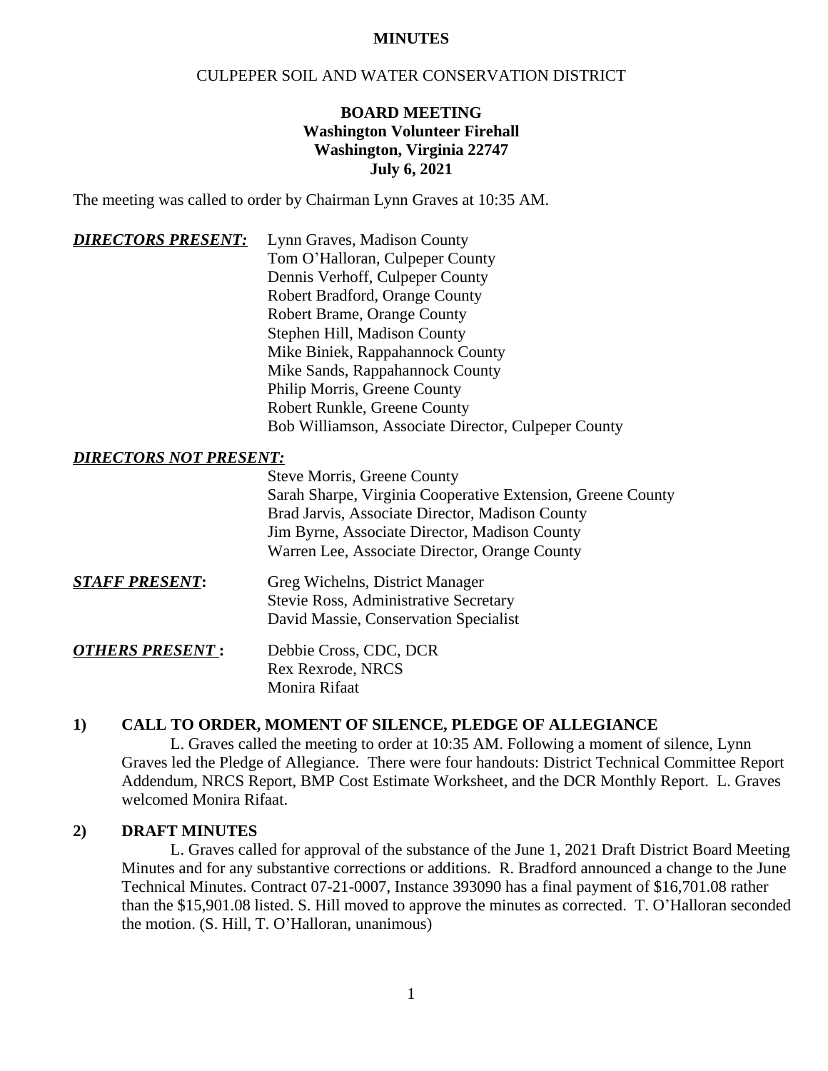**MINUTES**

CULPEPER SOIL AND WATER CONSERVATION DISTRICT

**BOARD MEETING**
**Washington Volunteer Firehall**
**Washington, Virginia 22747**
**July 6, 2021**

The meeting was called to order by Chairman Lynn Graves at 10:35 AM.

***DIRECTORS PRESENT:***

Lynn Graves, Madison County
Tom O'Halloran, Culpeper County
Dennis Verhoff, Culpeper County
Robert Bradford, Orange County
Robert Brame, Orange County
Stephen Hill, Madison County
Mike Biniek, Rappahannock County
Mike Sands, Rappahannock County
Philip Morris, Greene County
Robert Runkle, Greene County
Bob Williamson, Associate Director, Culpeper County

***DIRECTORS NOT PRESENT:***

Steve Morris, Greene County
Sarah Sharpe, Virginia Cooperative Extension, Greene County
Brad Jarvis, Associate Director, Madison County
Jim Byrne, Associate Director, Madison County
Warren Lee, Associate Director, Orange County

***STAFF PRESENT*:**

Greg Wichelns, District Manager
Stevie Ross, Administrative Secretary
David Massie, Conservation Specialist

***OTHERS PRESENT* :**

Debbie Cross, CDC, DCR
Rex Rexrode, NRCS
Monira Rifaat

## 1) CALL TO ORDER, MOMENT OF SILENCE, PLEDGE OF ALLEGIANCE

L. Graves called the meeting to order at 10:35 AM. Following a moment of silence, Lynn Graves led the Pledge of Allegiance. There were four handouts: District Technical Committee Report Addendum, NRCS Report, BMP Cost Estimate Worksheet, and the DCR Monthly Report. L. Graves welcomed Monira Rifaat.

## 2) DRAFT MINUTES

L. Graves called for approval of the substance of the June 1, 2021 Draft District Board Meeting Minutes and for any substantive corrections or additions. R. Bradford announced a change to the June Technical Minutes. Contract 07-21-0007, Instance 393090 has a final payment of $16,701.08 rather than the $15,901.08 listed. S. Hill moved to approve the minutes as corrected. T. O'Halloran seconded the motion. (S. Hill, T. O'Halloran, unanimous)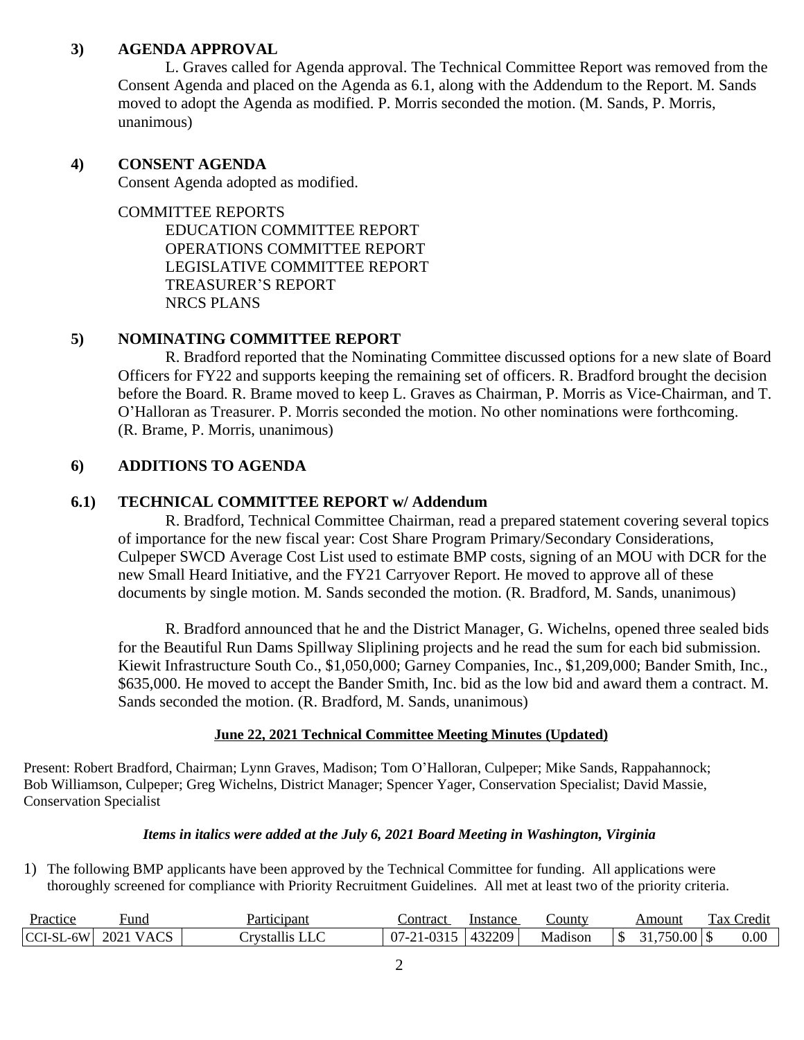## 3) AGENDA APPROVAL

L. Graves called for Agenda approval. The Technical Committee Report was removed from the Consent Agenda and placed on the Agenda as 6.1, along with the Addendum to the Report. M. Sands moved to adopt the Agenda as modified. P. Morris seconded the motion. (M. Sands, P. Morris, unanimous)

## 4) CONSENT AGENDA

Consent Agenda adopted as modified.

COMMITTEE REPORTS

- EDUCATION COMMITTEE REPORT
- OPERATIONS COMMITTEE REPORT
- LEGISLATIVE COMMITTEE REPORT
- TREASURER'S REPORT
- NRCS PLANS

## 5) NOMINATING COMMITTEE REPORT

R. Bradford reported that the Nominating Committee discussed options for a new slate of Board Officers for FY22 and supports keeping the remaining set of officers. R. Bradford brought the decision before the Board. R. Brame moved to keep L. Graves as Chairman, P. Morris as Vice-Chairman, and T. O'Halloran as Treasurer. P. Morris seconded the motion. No other nominations were forthcoming. (R. Brame, P. Morris, unanimous)

## 6) ADDITIONS TO AGENDA

## 6.1) TECHNICAL COMMITTEE REPORT w/ Addendum

R. Bradford, Technical Committee Chairman, read a prepared statement covering several topics of importance for the new fiscal year: Cost Share Program Primary/Secondary Considerations, Culpeper SWCD Average Cost List used to estimate BMP costs, signing of an MOU with DCR for the new Small Heard Initiative, and the FY21 Carryover Report. He moved to approve all of these documents by single motion. M. Sands seconded the motion. (R. Bradford, M. Sands, unanimous)

R. Bradford announced that he and the District Manager, G. Wichelns, opened three sealed bids for the Beautiful Run Dams Spillway Sliplining projects and he read the sum for each bid submission. Kiewit Infrastructure South Co., $1,050,000; Garney Companies, Inc., $1,209,000; Bander Smith, Inc., $635,000. He moved to accept the Bander Smith, Inc. bid as the low bid and award them a contract. M. Sands seconded the motion. (R. Bradford, M. Sands, unanimous)

**June 22, 2021 Technical Committee Meeting Minutes (Updated)**

Present: Robert Bradford, Chairman; Lynn Graves, Madison; Tom O'Halloran, Culpeper; Mike Sands, Rappahannock; Bob Williamson, Culpeper; Greg Wichelns, District Manager; Spencer Yager, Conservation Specialist; David Massie, Conservation Specialist

***Items in italics were added at the July 6, 2021 Board Meeting in Washington, Virginia***

1) The following BMP applicants have been approved by the Technical Committee for funding. All applications were thoroughly screened for compliance with Priority Recruitment Guidelines. All met at least two of the priority criteria.

| Practice | Fund | Participant | Contract | Instance | County | Amount | Tax Credit |
|---|---|---|---|---|---|---|---|
| CCI-SL-6W | 2021 VACS | Crystallis LLC | 07-21-0315 | 432209 | Madison | $ 31,750.00 | $ 0.00 |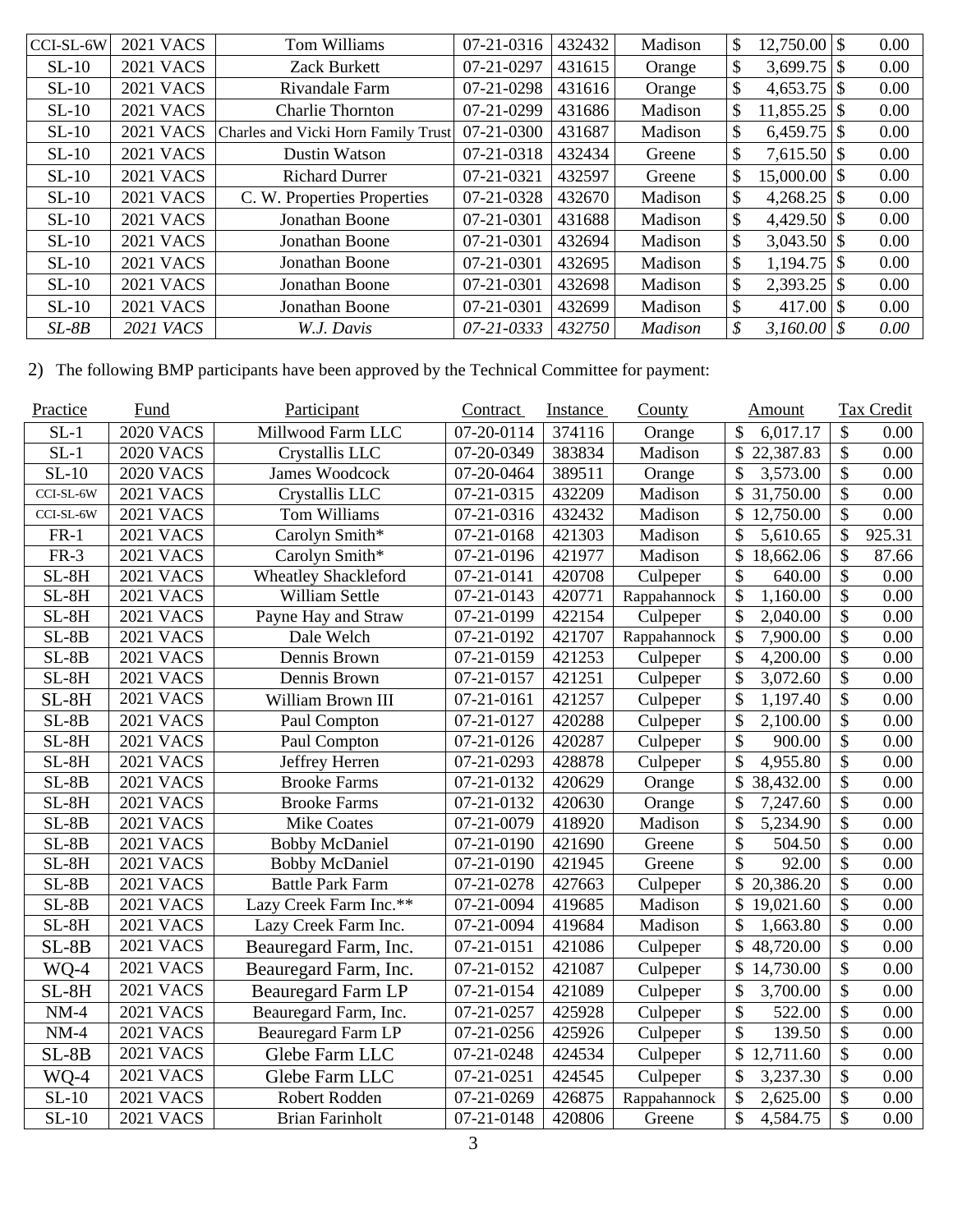| | | | | | | | |
|---|---|---|---|---|---|---|---|
| CCI-SL-6W | 2021 VACS | Tom Williams | 07-21-0316 | 432432 | Madison | $ 12,750.00 | $ 0.00 |
| SL-10 | 2021 VACS | Zack Burkett | 07-21-0297 | 431615 | Orange | $ 3,699.75 | $ 0.00 |
| SL-10 | 2021 VACS | Rivandale Farm | 07-21-0298 | 431616 | Orange | $ 4,653.75 | $ 0.00 |
| SL-10 | 2021 VACS | Charlie Thornton | 07-21-0299 | 431686 | Madison | $ 11,855.25 | $ 0.00 |
| SL-10 | 2021 VACS | Charles and Vicki Horn Family Trust | 07-21-0300 | 431687 | Madison | $ 6,459.75 | $ 0.00 |
| SL-10 | 2021 VACS | Dustin Watson | 07-21-0318 | 432434 | Greene | $ 7,615.50 | $ 0.00 |
| SL-10 | 2021 VACS | Richard Durrer | 07-21-0321 | 432597 | Greene | $ 15,000.00 | $ 0.00 |
| SL-10 | 2021 VACS | C. W. Properties Properties | 07-21-0328 | 432670 | Madison | $ 4,268.25 | $ 0.00 |
| SL-10 | 2021 VACS | Jonathan Boone | 07-21-0301 | 431688 | Madison | $ 4,429.50 | $ 0.00 |
| SL-10 | 2021 VACS | Jonathan Boone | 07-21-0301 | 432694 | Madison | $ 3,043.50 | $ 0.00 |
| SL-10 | 2021 VACS | Jonathan Boone | 07-21-0301 | 432695 | Madison | $ 1,194.75 | $ 0.00 |
| SL-10 | 2021 VACS | Jonathan Boone | 07-21-0301 | 432698 | Madison | $ 2,393.25 | $ 0.00 |
| SL-10 | 2021 VACS | Jonathan Boone | 07-21-0301 | 432699 | Madison | $ 417.00 | $ 0.00 |
| *SL-8B* | *2021 VACS* | *W.J. Davis* | *07-21-0333* | *432750* | *Madison* | *$ 3,160.00* | *$ 0.00* |

2) The following BMP participants have been approved by the Technical Committee for payment:

| Practice | Fund | Participant | Contract | Instance | County | Amount | Tax Credit |
|---|---|---|---|---|---|---|---|
| SL-1 | 2020 VACS | Millwood Farm LLC | 07-20-0114 | 374116 | Orange | $ 6,017.17 | $ 0.00 |
| SL-1 | 2020 VACS | Crystallis LLC | 07-20-0349 | 383834 | Madison | $ 22,387.83 | $ 0.00 |
| SL-10 | 2020 VACS | James Woodcock | 07-20-0464 | 389511 | Orange | $ 3,573.00 | $ 0.00 |
| CCI-SL-6W | 2021 VACS | Crystallis LLC | 07-21-0315 | 432209 | Madison | $ 31,750.00 | $ 0.00 |
| CCI-SL-6W | 2021 VACS | Tom Williams | 07-21-0316 | 432432 | Madison | $ 12,750.00 | $ 0.00 |
| FR-1 | 2021 VACS | Carolyn Smith* | 07-21-0168 | 421303 | Madison | $ 5,610.65 | $ 925.31 |
| FR-3 | 2021 VACS | Carolyn Smith* | 07-21-0196 | 421977 | Madison | $ 18,662.06 | $ 87.66 |
| SL-8H | 2021 VACS | Wheatley Shackleford | 07-21-0141 | 420708 | Culpeper | $ 640.00 | $ 0.00 |
| SL-8H | 2021 VACS | William Settle | 07-21-0143 | 420771 | Rappahannock | $ 1,160.00 | $ 0.00 |
| SL-8H | 2021 VACS | Payne Hay and Straw | 07-21-0199 | 422154 | Culpeper | $ 2,040.00 | $ 0.00 |
| SL-8B | 2021 VACS | Dale Welch | 07-21-0192 | 421707 | Rappahannock | $ 7,900.00 | $ 0.00 |
| SL-8B | 2021 VACS | Dennis Brown | 07-21-0159 | 421253 | Culpeper | $ 4,200.00 | $ 0.00 |
| SL-8H | 2021 VACS | Dennis Brown | 07-21-0157 | 421251 | Culpeper | $ 3,072.60 | $ 0.00 |
| SL-8H | 2021 VACS | William Brown III | 07-21-0161 | 421257 | Culpeper | $ 1,197.40 | $ 0.00 |
| SL-8B | 2021 VACS | Paul Compton | 07-21-0127 | 420288 | Culpeper | $ 2,100.00 | $ 0.00 |
| SL-8H | 2021 VACS | Paul Compton | 07-21-0126 | 420287 | Culpeper | $ 900.00 | $ 0.00 |
| SL-8H | 2021 VACS | Jeffrey Herren | 07-21-0293 | 428878 | Culpeper | $ 4,955.80 | $ 0.00 |
| SL-8B | 2021 VACS | Brooke Farms | 07-21-0132 | 420629 | Orange | $ 38,432.00 | $ 0.00 |
| SL-8H | 2021 VACS | Brooke Farms | 07-21-0132 | 420630 | Orange | $ 7,247.60 | $ 0.00 |
| SL-8B | 2021 VACS | Mike Coates | 07-21-0079 | 418920 | Madison | $ 5,234.90 | $ 0.00 |
| SL-8B | 2021 VACS | Bobby McDaniel | 07-21-0190 | 421690 | Greene | $ 504.50 | $ 0.00 |
| SL-8H | 2021 VACS | Bobby McDaniel | 07-21-0190 | 421945 | Greene | $ 92.00 | $ 0.00 |
| SL-8B | 2021 VACS | Battle Park Farm | 07-21-0278 | 427663 | Culpeper | $ 20,386.20 | $ 0.00 |
| SL-8B | 2021 VACS | Lazy Creek Farm Inc.** | 07-21-0094 | 419685 | Madison | $ 19,021.60 | $ 0.00 |
| SL-8H | 2021 VACS | Lazy Creek Farm Inc. | 07-21-0094 | 419684 | Madison | $ 1,663.80 | $ 0.00 |
| SL-8B | 2021 VACS | Beauregard Farm, Inc. | 07-21-0151 | 421086 | Culpeper | $ 48,720.00 | $ 0.00 |
| WQ-4 | 2021 VACS | Beauregard Farm, Inc. | 07-21-0152 | 421087 | Culpeper | $ 14,730.00 | $ 0.00 |
| SL-8H | 2021 VACS | Beauregard Farm LP | 07-21-0154 | 421089 | Culpeper | $ 3,700.00 | $ 0.00 |
| NM-4 | 2021 VACS | Beauregard Farm, Inc. | 07-21-0257 | 425928 | Culpeper | $ 522.00 | $ 0.00 |
| NM-4 | 2021 VACS | Beauregard Farm LP | 07-21-0256 | 425926 | Culpeper | $ 139.50 | $ 0.00 |
| SL-8B | 2021 VACS | Glebe Farm LLC | 07-21-0248 | 424534 | Culpeper | $ 12,711.60 | $ 0.00 |
| WQ-4 | 2021 VACS | Glebe Farm LLC | 07-21-0251 | 424545 | Culpeper | $ 3,237.30 | $ 0.00 |
| SL-10 | 2021 VACS | Robert Rodden | 07-21-0269 | 426875 | Rappahannock | $ 2,625.00 | $ 0.00 |
| SL-10 | 2021 VACS | Brian Farinholt | 07-21-0148 | 420806 | Greene | $ 4,584.75 | $ 0.00 |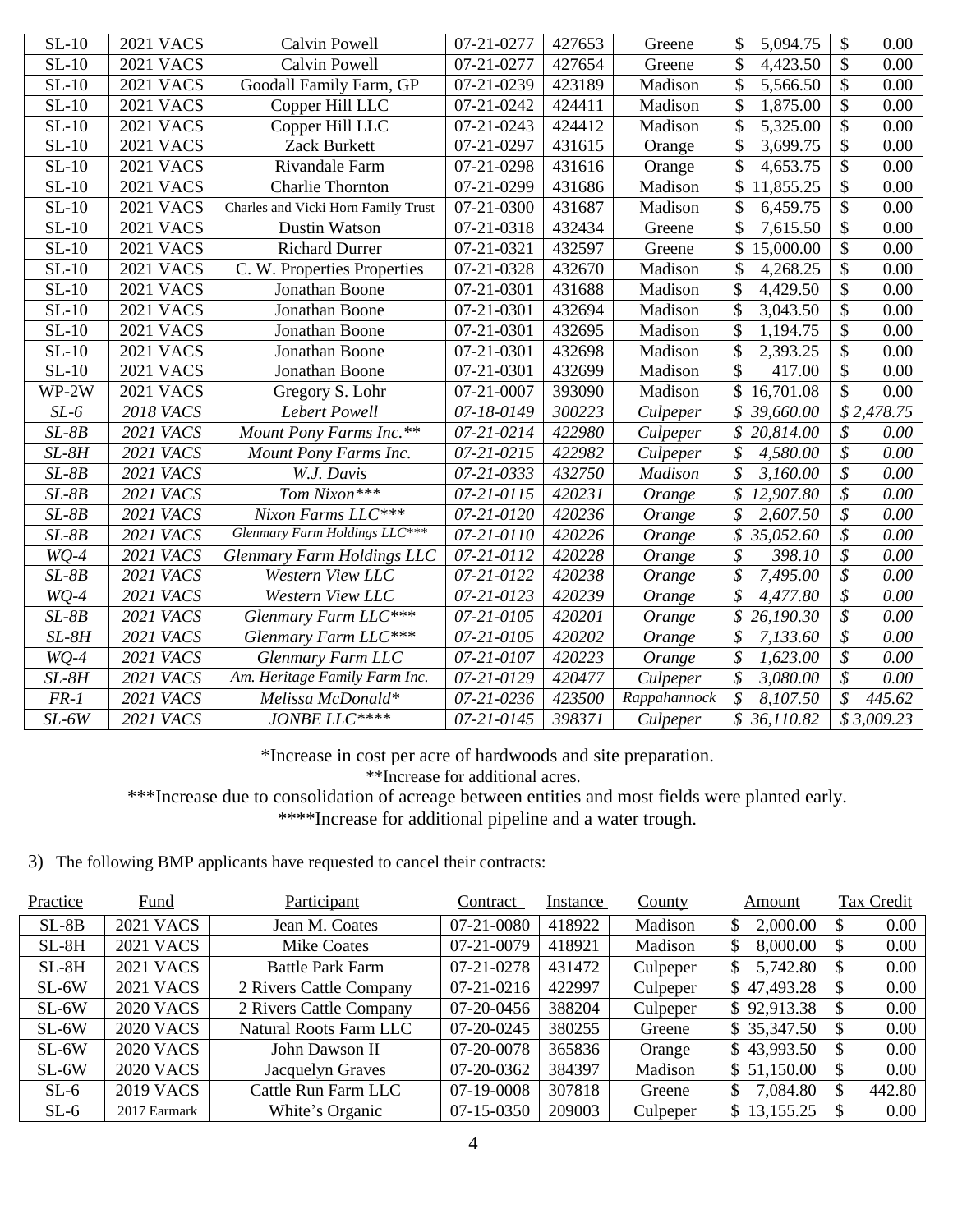| | | | | | | | |
|---|---|---|---|---|---|---|---|
| SL-10 | 2021 VACS | Calvin Powell | 07-21-0277 | 427653 | Greene | $ 5,094.75 | $ 0.00 |
| SL-10 | 2021 VACS | Calvin Powell | 07-21-0277 | 427654 | Greene | $ 4,423.50 | $ 0.00 |
| SL-10 | 2021 VACS | Goodall Family Farm, GP | 07-21-0239 | 423189 | Madison | $ 5,566.50 | $ 0.00 |
| SL-10 | 2021 VACS | Copper Hill LLC | 07-21-0242 | 424411 | Madison | $ 1,875.00 | $ 0.00 |
| SL-10 | 2021 VACS | Copper Hill LLC | 07-21-0243 | 424412 | Madison | $ 5,325.00 | $ 0.00 |
| SL-10 | 2021 VACS | Zack Burkett | 07-21-0297 | 431615 | Orange | $ 3,699.75 | $ 0.00 |
| SL-10 | 2021 VACS | Rivandale Farm | 07-21-0298 | 431616 | Orange | $ 4,653.75 | $ 0.00 |
| SL-10 | 2021 VACS | Charlie Thornton | 07-21-0299 | 431686 | Madison | $ 11,855.25 | $ 0.00 |
| SL-10 | 2021 VACS | Charles and Vicki Horn Family Trust | 07-21-0300 | 431687 | Madison | $ 6,459.75 | $ 0.00 |
| SL-10 | 2021 VACS | Dustin Watson | 07-21-0318 | 432434 | Greene | $ 7,615.50 | $ 0.00 |
| SL-10 | 2021 VACS | Richard Durrer | 07-21-0321 | 432597 | Greene | $ 15,000.00 | $ 0.00 |
| SL-10 | 2021 VACS | C. W. Properties Properties | 07-21-0328 | 432670 | Madison | $ 4,268.25 | $ 0.00 |
| SL-10 | 2021 VACS | Jonathan Boone | 07-21-0301 | 431688 | Madison | $ 4,429.50 | $ 0.00 |
| SL-10 | 2021 VACS | Jonathan Boone | 07-21-0301 | 432694 | Madison | $ 3,043.50 | $ 0.00 |
| SL-10 | 2021 VACS | Jonathan Boone | 07-21-0301 | 432695 | Madison | $ 1,194.75 | $ 0.00 |
| SL-10 | 2021 VACS | Jonathan Boone | 07-21-0301 | 432698 | Madison | $ 2,393.25 | $ 0.00 |
| SL-10 | 2021 VACS | Jonathan Boone | 07-21-0301 | 432699 | Madison | $ 417.00 | $ 0.00 |
| WP-2W | 2021 VACS | Gregory S. Lohr | 07-21-0007 | 393090 | Madison | $ 16,701.08 | $ 0.00 |
| *SL-6* | *2018 VACS* | *Lebert Powell* | *07-18-0149* | *300223* | *Culpeper* | *$ 39,660.00* | *$ 2,478.75* |
| *SL-8B* | *2021 VACS* | *Mount Pony Farms Inc.*** | *07-21-0214* | *422980* | *Culpeper* | *$ 20,814.00* | *$ 0.00* |
| *SL-8H* | *2021 VACS* | *Mount Pony Farms Inc.* | *07-21-0215* | *422982* | *Culpeper* | *$ 4,580.00* | *$ 0.00* |
| *SL-8B* | *2021 VACS* | *W.J. Davis* | *07-21-0333* | *432750* | *Madison* | *$ 3,160.00* | *$ 0.00* |
| *SL-8B* | *2021 VACS* | *Tom Nixon**** | *07-21-0115* | *420231* | *Orange* | *$ 12,907.80* | *$ 0.00* |
| *SL-8B* | *2021 VACS* | *Nixon Farms LLC**** | *07-21-0120* | *420236* | *Orange* | *$ 2,607.50* | *$ 0.00* |
| *SL-8B* | *2021 VACS* | *Glenmary Farm Holdings LLC**** | *07-21-0110* | *420226* | *Orange* | *$ 35,052.60* | *$ 0.00* |
| *WQ-4* | *2021 VACS* | *Glenmary Farm Holdings LLC* | *07-21-0112* | *420228* | *Orange* | *$ 398.10* | *$ 0.00* |
| *SL-8B* | *2021 VACS* | *Western View LLC* | *07-21-0122* | *420238* | *Orange* | *$ 7,495.00* | *$ 0.00* |
| *WQ-4* | *2021 VACS* | *Western View LLC* | *07-21-0123* | *420239* | *Orange* | *$ 4,477.80* | *$ 0.00* |
| *SL-8B* | *2021 VACS* | *Glenmary Farm LLC**** | *07-21-0105* | *420201* | *Orange* | *$ 26,190.30* | *$ 0.00* |
| *SL-8H* | *2021 VACS* | *Glenmary Farm LLC**** | *07-21-0105* | *420202* | *Orange* | *$ 7,133.60* | *$ 0.00* |
| *WQ-4* | *2021 VACS* | *Glenmary Farm LLC* | *07-21-0107* | *420223* | *Orange* | *$ 1,623.00* | *$ 0.00* |
| *SL-8H* | *2021 VACS* | *Am. Heritage Family Farm Inc.* | *07-21-0129* | *420477* | *Culpeper* | *$ 3,080.00* | *$ 0.00* |
| *FR-1* | *2021 VACS* | *Melissa McDonald** | *07-21-0236* | *423500* | *Rappahannock* | *$ 8,107.50* | *$ 445.62* |
| *SL-6W* | *2021 VACS* | *JONBE LLC***** | *07-21-0145* | *398371* | *Culpeper* | *$ 36,110.82* | *$ 3,009.23* |

*Increase in cost per acre of hardwoods and site preparation.

**Increase for additional acres.

***Increase due to consolidation of acreage between entities and most fields were planted early.

****Increase for additional pipeline and a water trough.

3) The following BMP applicants have requested to cancel their contracts:

| Practice | Fund | Participant | Contract | Instance | County | Amount | Tax Credit |
|---|---|---|---|---|---|---|---|
| SL-8B | 2021 VACS | Jean M. Coates | 07-21-0080 | 418922 | Madison | $ 2,000.00 | $ 0.00 |
| SL-8H | 2021 VACS | Mike Coates | 07-21-0079 | 418921 | Madison | $ 8,000.00 | $ 0.00 |
| SL-8H | 2021 VACS | Battle Park Farm | 07-21-0278 | 431472 | Culpeper | $ 5,742.80 | $ 0.00 |
| SL-6W | 2021 VACS | 2 Rivers Cattle Company | 07-21-0216 | 422997 | Culpeper | $ 47,493.28 | $ 0.00 |
| SL-6W | 2020 VACS | 2 Rivers Cattle Company | 07-20-0456 | 388204 | Culpeper | $ 92,913.38 | $ 0.00 |
| SL-6W | 2020 VACS | Natural Roots Farm LLC | 07-20-0245 | 380255 | Greene | $ 35,347.50 | $ 0.00 |
| SL-6W | 2020 VACS | John Dawson II | 07-20-0078 | 365836 | Orange | $ 43,993.50 | $ 0.00 |
| SL-6W | 2020 VACS | Jacquelyn Graves | 07-20-0362 | 384397 | Madison | $ 51,150.00 | $ 0.00 |
| SL-6 | 2019 VACS | Cattle Run Farm LLC | 07-19-0008 | 307818 | Greene | $ 7,084.80 | $ 442.80 |
| SL-6 | 2017 Earmark | White's Organic | 07-15-0350 | 209003 | Culpeper | $ 13,155.25 | $ 0.00 |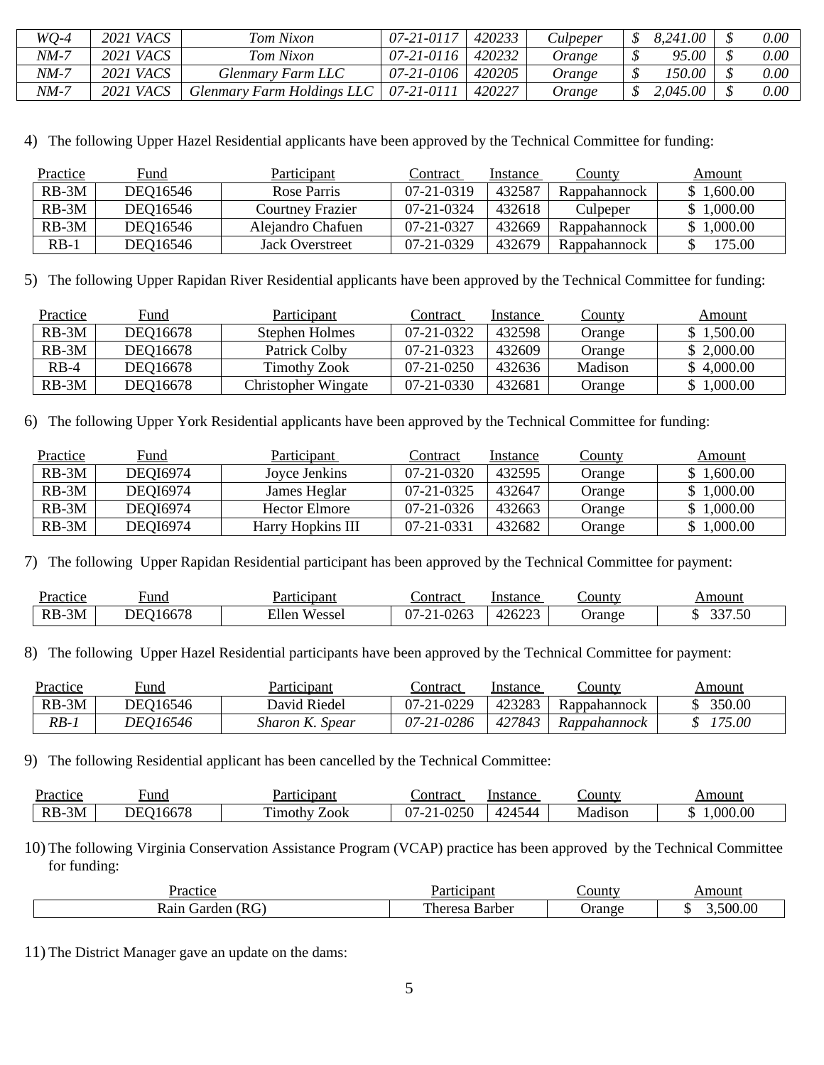| | | | | | | | |
|---|---|---|---|---|---|---|---|
| *WQ-4* | *2021 VACS* | *Tom Nixon* | *07-21-0117* | *420233* | *Culpeper* | *$ 8,241.00* | *$ 0.00* |
| *NM-7* | *2021 VACS* | *Tom Nixon* | *07-21-0116* | *420232* | *Orange* | *$ 95.00* | *$ 0.00* |
| *NM-7* | *2021 VACS* | *Glenmary Farm LLC* | *07-21-0106* | *420205* | *Orange* | *$ 150.00* | *$ 0.00* |
| *NM-7* | *2021 VACS* | *Glenmary Farm Holdings LLC* | *07-21-0111* | *420227* | *Orange* | *$ 2,045.00* | *$ 0.00* |

4) The following Upper Hazel Residential applicants have been approved by the Technical Committee for funding:

| Practice | Fund | Participant | Contract | Instance | County | Amount |
|---|---|---|---|---|---|---|
| RB-3M | DEQ16546 | Rose Parris | 07-21-0319 | 432587 | Rappahannock | $ 1,600.00 |
| RB-3M | DEQ16546 | Courtney Frazier | 07-21-0324 | 432618 | Culpeper | $ 1,000.00 |
| RB-3M | DEQ16546 | Alejandro Chafuen | 07-21-0327 | 432669 | Rappahannock | $ 1,000.00 |
| RB-1 | DEQ16546 | Jack Overstreet | 07-21-0329 | 432679 | Rappahannock | $ 175.00 |

5) The following Upper Rapidan River Residential applicants have been approved by the Technical Committee for funding:

| Practice | Fund | Participant | Contract | Instance | County | Amount |
|---|---|---|---|---|---|---|
| RB-3M | DEQ16678 | Stephen Holmes | 07-21-0322 | 432598 | Orange | $ 1,500.00 |
| RB-3M | DEQ16678 | Patrick Colby | 07-21-0323 | 432609 | Orange | $ 2,000.00 |
| RB-4 | DEQ16678 | Timothy Zook | 07-21-0250 | 432636 | Madison | $ 4,000.00 |
| RB-3M | DEQ16678 | Christopher Wingate | 07-21-0330 | 432681 | Orange | $ 1,000.00 |

6) The following Upper York Residential applicants have been approved by the Technical Committee for funding:

| Practice | Fund | Participant | Contract | Instance | County | Amount |
|---|---|---|---|---|---|---|
| RB-3M | DEQI6974 | Joyce Jenkins | 07-21-0320 | 432595 | Orange | $ 1,600.00 |
| RB-3M | DEQI6974 | James Heglar | 07-21-0325 | 432647 | Orange | $ 1,000.00 |
| RB-3M | DEQI6974 | Hector Elmore | 07-21-0326 | 432663 | Orange | $ 1,000.00 |
| RB-3M | DEQI6974 | Harry Hopkins III | 07-21-0331 | 432682 | Orange | $ 1,000.00 |

7) The following Upper Rapidan Residential participant has been approved by the Technical Committee for payment:

| Practice | Fund | Participant | Contract | Instance | County | Amount |
|---|---|---|---|---|---|---|
| RB-3M | DEQ16678 | Ellen Wessel | 07-21-0263 | 426223 | Orange | $ 337.50 |

8) The following Upper Hazel Residential participants have been approved by the Technical Committee for payment:

| Practice | Fund | Participant | Contract | Instance | County | Amount |
|---|---|---|---|---|---|---|
| RB-3M | DEQ16546 | David Riedel | 07-21-0229 | 423283 | Rappahannock | $ 350.00 |
| *RB-1* | *DEQ16546* | *Sharon K. Spear* | *07-21-0286* | *427843* | *Rappahannock* | *$ 175.00* |

9) The following Residential applicant has been cancelled by the Technical Committee:

| Practice | Fund | Participant | Contract | Instance | County | Amount |
|---|---|---|---|---|---|---|
| RB-3M | DEQ16678 | Timothy Zook | 07-21-0250 | 424544 | Madison | $ 1,000.00 |

10) The following Virginia Conservation Assistance Program (VCAP) practice has been approved by the Technical Committee for funding:

| Practice | Participant | County | Amount |
|---|---|---|---|
| Rain Garden (RG) | Theresa Barber | Orange | $ 3,500.00 |

11) The District Manager gave an update on the dams: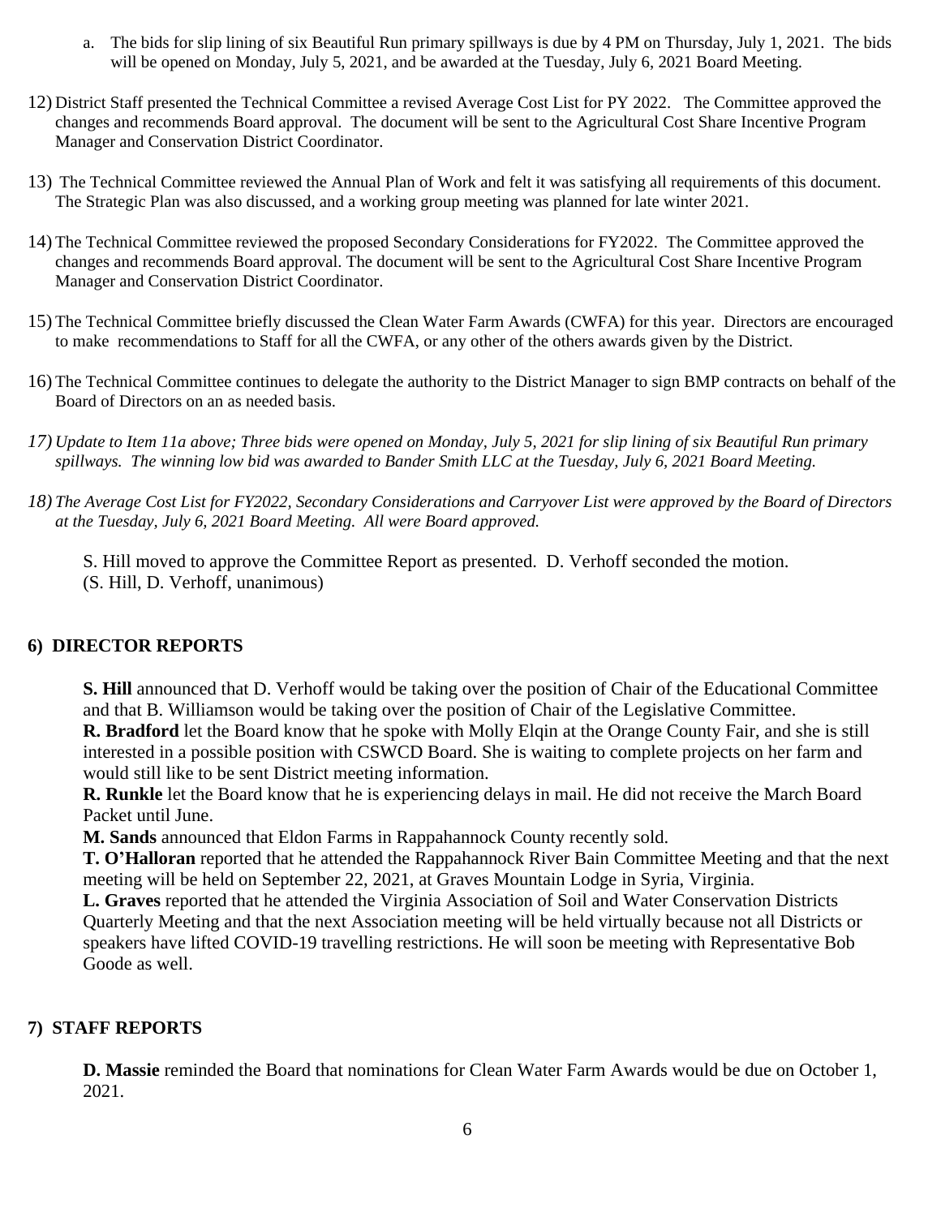a. The bids for slip lining of six Beautiful Run primary spillways is due by 4 PM on Thursday, July 1, 2021. The bids will be opened on Monday, July 5, 2021, and be awarded at the Tuesday, July 6, 2021 Board Meeting.

12) District Staff presented the Technical Committee a revised Average Cost List for PY 2022. The Committee approved the changes and recommends Board approval. The document will be sent to the Agricultural Cost Share Incentive Program Manager and Conservation District Coordinator.

13) The Technical Committee reviewed the Annual Plan of Work and felt it was satisfying all requirements of this document. The Strategic Plan was also discussed, and a working group meeting was planned for late winter 2021.

14) The Technical Committee reviewed the proposed Secondary Considerations for FY2022. The Committee approved the changes and recommends Board approval. The document will be sent to the Agricultural Cost Share Incentive Program Manager and Conservation District Coordinator.

15) The Technical Committee briefly discussed the Clean Water Farm Awards (CWFA) for this year. Directors are encouraged to make recommendations to Staff for all the CWFA, or any other of the others awards given by the District.

16) The Technical Committee continues to delegate the authority to the District Manager to sign BMP contracts on behalf of the Board of Directors on an as needed basis.

*17) Update to Item 11a above; Three bids were opened on Monday, July 5, 2021 for slip lining of six Beautiful Run primary spillways. The winning low bid was awarded to Bander Smith LLC at the Tuesday, July 6, 2021 Board Meeting.*

*18) The Average Cost List for FY2022, Secondary Considerations and Carryover List were approved by the Board of Directors at the Tuesday, July 6, 2021 Board Meeting. All were Board approved.*

S. Hill moved to approve the Committee Report as presented. D. Verhoff seconded the motion.
(S. Hill, D. Verhoff, unanimous)

## 6) DIRECTOR REPORTS

**S. Hill** announced that D. Verhoff would be taking over the position of Chair of the Educational Committee and that B. Williamson would be taking over the position of Chair of the Legislative Committee.
**R. Bradford** let the Board know that he spoke with Molly Elqin at the Orange County Fair, and she is still interested in a possible position with CSWCD Board. She is waiting to complete projects on her farm and would still like to be sent District meeting information.
**R. Runkle** let the Board know that he is experiencing delays in mail. He did not receive the March Board Packet until June.
**M. Sands** announced that Eldon Farms in Rappahannock County recently sold.
**T. O'Halloran** reported that he attended the Rappahannock River Bain Committee Meeting and that the next meeting will be held on September 22, 2021, at Graves Mountain Lodge in Syria, Virginia.
**L. Graves** reported that he attended the Virginia Association of Soil and Water Conservation Districts Quarterly Meeting and that the next Association meeting will be held virtually because not all Districts or speakers have lifted COVID-19 travelling restrictions. He will soon be meeting with Representative Bob Goode as well.

## 7) STAFF REPORTS

**D. Massie** reminded the Board that nominations for Clean Water Farm Awards would be due on October 1, 2021.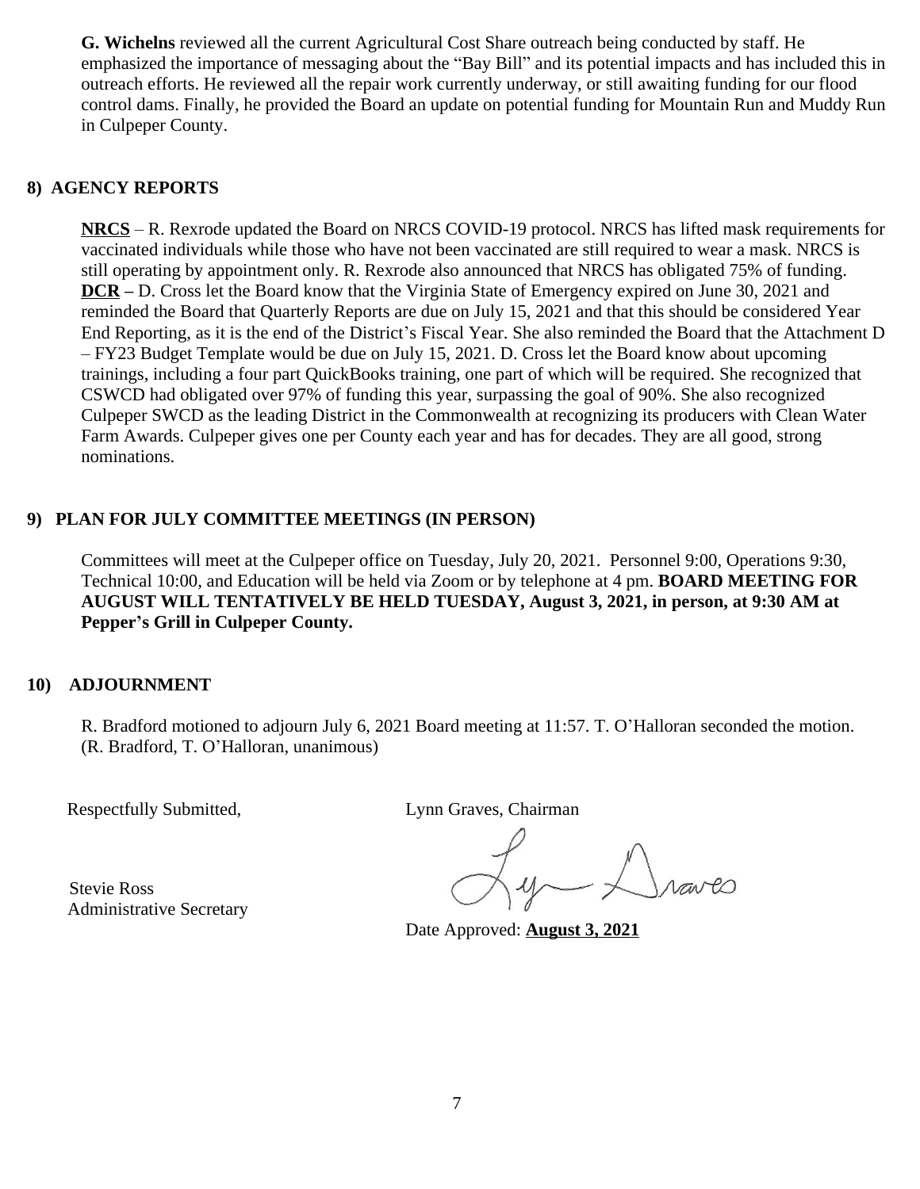**G. Wichelns** reviewed all the current Agricultural Cost Share outreach being conducted by staff. He emphasized the importance of messaging about the "Bay Bill" and its potential impacts and has included this in outreach efforts. He reviewed all the repair work currently underway, or still awaiting funding for our flood control dams. Finally, he provided the Board an update on potential funding for Mountain Run and Muddy Run in Culpeper County.

## 8) AGENCY REPORTS

**NRCS** – R. Rexrode updated the Board on NRCS COVID-19 protocol. NRCS has lifted mask requirements for vaccinated individuals while those who have not been vaccinated are still required to wear a mask. NRCS is still operating by appointment only. R. Rexrode also announced that NRCS has obligated 75% of funding.
**DCR –** D. Cross let the Board know that the Virginia State of Emergency expired on June 30, 2021 and reminded the Board that Quarterly Reports are due on July 15, 2021 and that this should be considered Year End Reporting, as it is the end of the District's Fiscal Year. She also reminded the Board that the Attachment D – FY23 Budget Template would be due on July 15, 2021. D. Cross let the Board know about upcoming trainings, including a four part QuickBooks training, one part of which will be required. She recognized that CSWCD had obligated over 97% of funding this year, surpassing the goal of 90%. She also recognized Culpeper SWCD as the leading District in the Commonwealth at recognizing its producers with Clean Water Farm Awards. Culpeper gives one per County each year and has for decades. They are all good, strong nominations.

## 9) PLAN FOR JULY COMMITTEE MEETINGS (IN PERSON)

Committees will meet at the Culpeper office on Tuesday, July 20, 2021. Personnel 9:00, Operations 9:30, Technical 10:00, and Education will be held via Zoom or by telephone at 4 pm. **BOARD MEETING FOR AUGUST WILL TENTATIVELY BE HELD TUESDAY, August 3, 2021, in person, at 9:30 AM at Pepper's Grill in Culpeper County.**

## 10) ADJOURNMENT

R. Bradford motioned to adjourn July 6, 2021 Board meeting at 11:57. T. O'Halloran seconded the motion. (R. Bradford, T. O'Halloran, unanimous)

Respectfully Submitted,

Stevie Ross
Administrative Secretary

Lynn Graves, Chairman

Date Approved: **August 3, 2021**